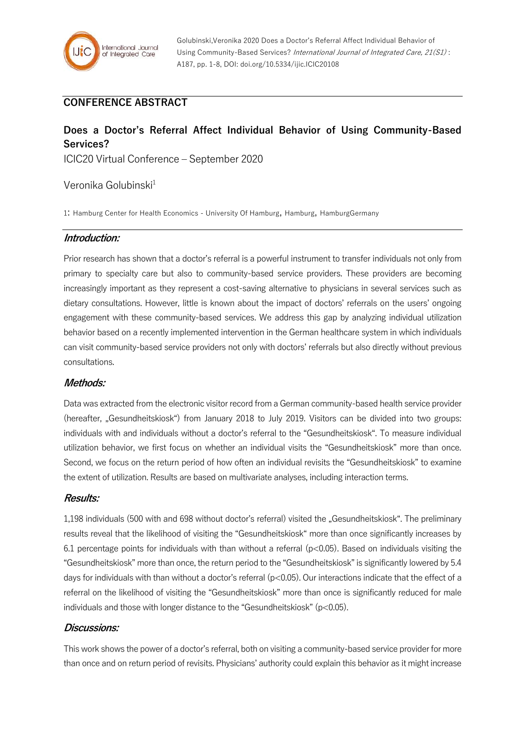Golubinski,Veronika 2020 Does a Doctor's Referral Affect Individual Behavior of Using Community-Based Services? *International Journal of Integrated Care, 21(S1)* : A187, pp. 1-8, DOI: doi.org/10.5334/ijic.ICIC20108

## CONFERENCE ABSTRACT

# Does a Doctor's Referral Affect Individual Behavior of Using Community-Based Services?

ICIC20 Virtual Conference – September 2020

Veronika Golubinski[1]

1: Hamburg Center for Health Economics - University Of Hamburg, Hamburg, HamburgGermany

## *Introduction:*

Prior research has shown that a doctor's referral is a powerful instrument to transfer individuals not only from primary to specialty care but also to community-based service providers. These providers are becoming increasingly important as they represent a cost-saving alternative to physicians in several services such as dietary consultations. However, little is known about the impact of doctors' referrals on the users' ongoing engagement with these community-based services. We address this gap by analyzing individual utilization behavior based on a recently implemented intervention in the German healthcare system in which individuals can visit community-based service providers not only with doctors' referrals but also directly without previous consultations.

## *Methods:*

Data was extracted from the electronic visitor record from a German community-based health service provider (hereafter, „Gesundheitskiosk") from January 2018 to July 2019. Visitors can be divided into two groups: individuals with and individuals without a doctor's referral to the "Gesundheitskiosk". To measure individual utilization behavior, we first focus on whether an individual visits the "Gesundheitskiosk" more than once. Second, we focus on the return period of how often an individual revisits the "Gesundheitskiosk" to examine the extent of utilization. Results are based on multivariate analyses, including interaction terms.

## *Results:*

1,198 individuals (500 with and 698 without doctor's referral) visited the „Gesundheitskiosk". The preliminary results reveal that the likelihood of visiting the "Gesundheitskiosk" more than once significantly increases by 6.1 percentage points for individuals with than without a referral ($p<0.05$). Based on individuals visiting the "Gesundheitskiosk" more than once, the return period to the "Gesundheitskiosk" is significantly lowered by 5.4 days for individuals with than without a doctor's referral ($p<0.05$). Our interactions indicate that the effect of a referral on the likelihood of visiting the "Gesundheitskiosk" more than once is significantly reduced for male individuals and those with longer distance to the "Gesundheitskiosk" ($p<0.05$).

## *Discussions:*

This work shows the power of a doctor's referral, both on visiting a community-based service provider for more than once and on return period of revisits. Physicians' authority could explain this behavior as it might increase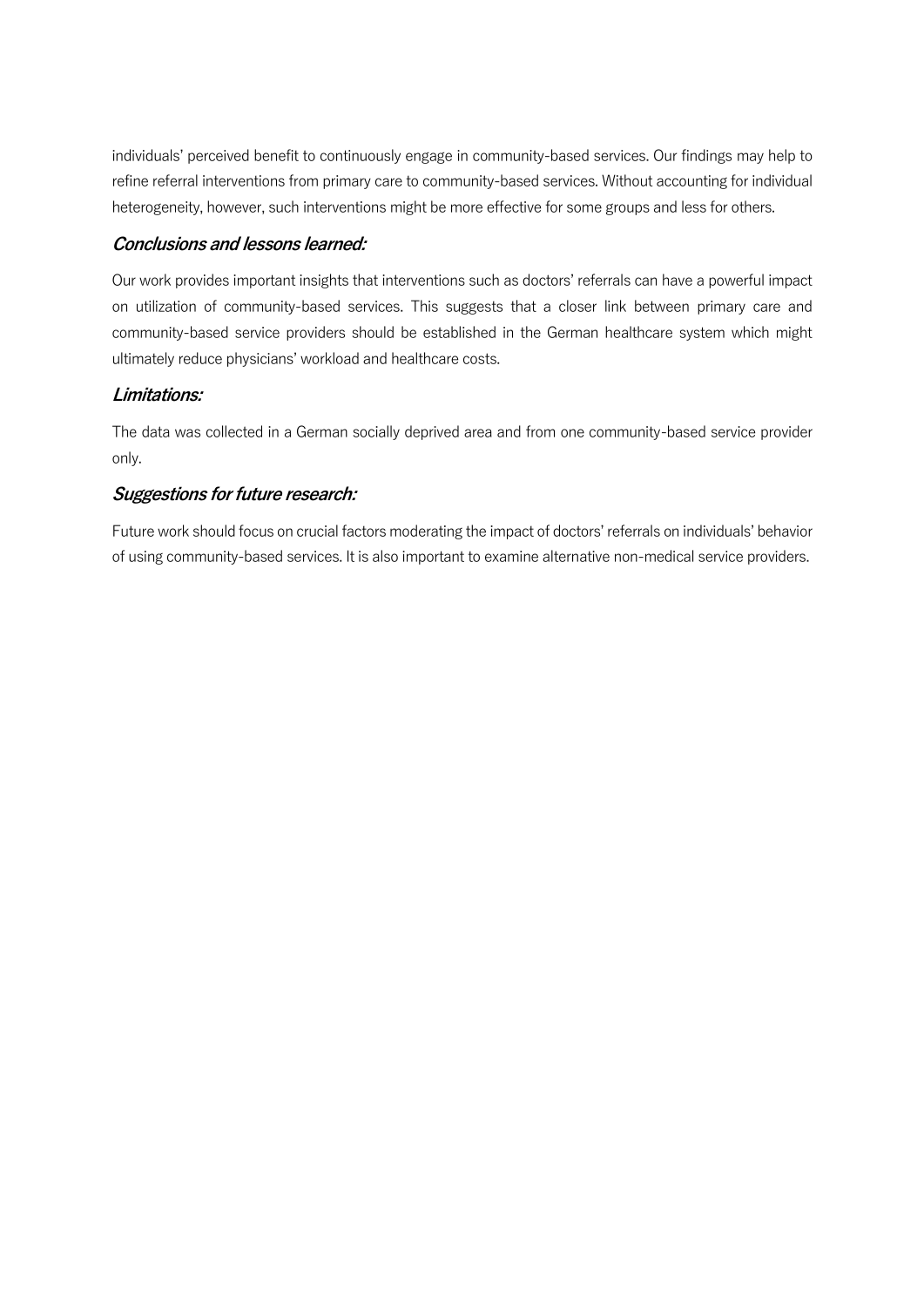individuals' perceived benefit to continuously engage in community-based services. Our findings may help to refine referral interventions from primary care to community-based services. Without accounting for individual heterogeneity, however, such interventions might be more effective for some groups and less for others.

### *Conclusions and lessons learned:*

Our work provides important insights that interventions such as doctors' referrals can have a powerful impact on utilization of community-based services. This suggests that a closer link between primary care and community-based service providers should be established in the German healthcare system which might ultimately reduce physicians' workload and healthcare costs.

### *Limitations:*

The data was collected in a German socially deprived area and from one community-based service provider only.

### *Suggestions for future research:*

Future work should focus on crucial factors moderating the impact of doctors' referrals on individuals' behavior of using community-based services. It is also important to examine alternative non-medical service providers.